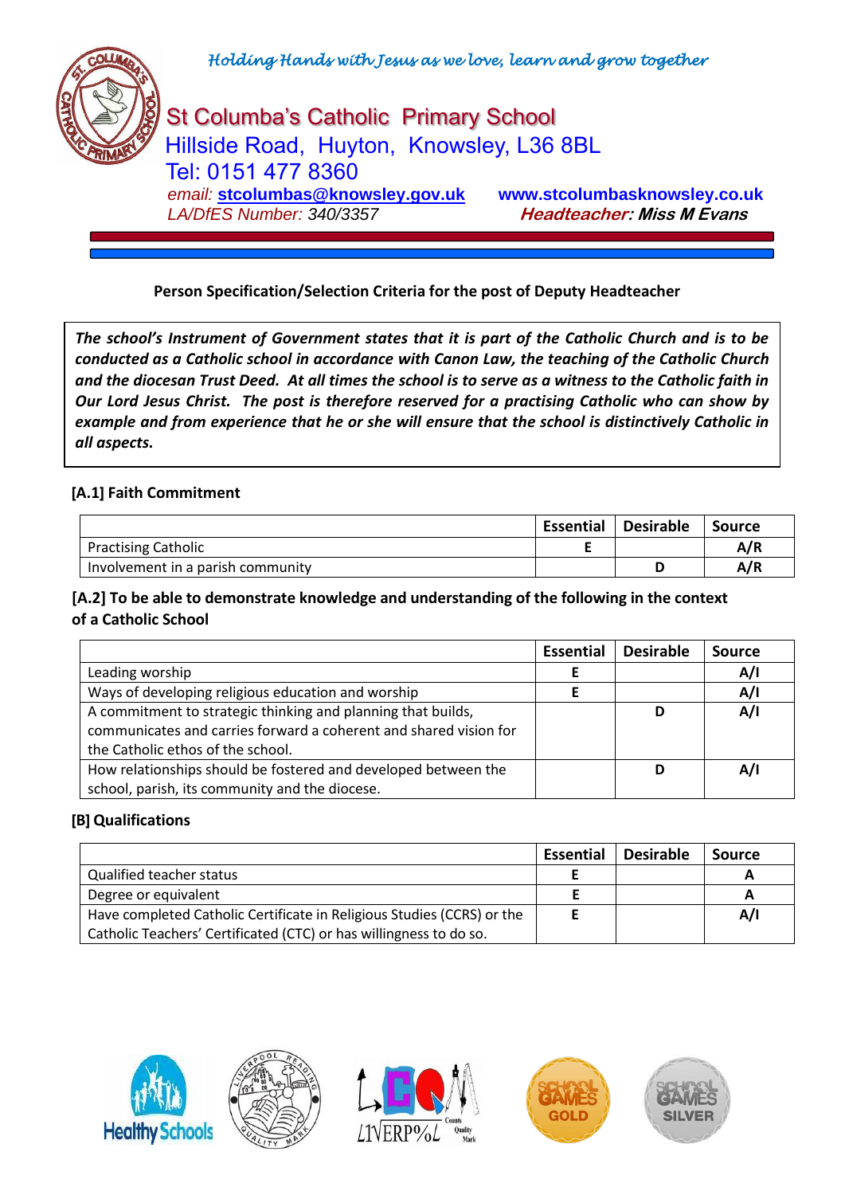*Holding Hands with Jesus as we love, learn and grow together*

# St Columba's Catholic Primary School

Hillside Road, Huyton, Knowsley, L36 8BL
Tel: 0151 477 8360
*email:* **stcolumbas@knowsley.gov.uk** **www.stcolumbasknowsley.co.uk**
*LA/DfES Number: 340/3357* ***Headteacher**: Miss M Evans*

**Person Specification/Selection Criteria for the post of Deputy Headteacher**

***The school's Instrument of Government states that it is part of the Catholic Church and is to be conducted as a Catholic school in accordance with Canon Law, the teaching of the Catholic Church and the diocesan Trust Deed. At all times the school is to serve as a witness to the Catholic faith in Our Lord Jesus Christ. The post is therefore reserved for a practising Catholic who can show by example and from experience that he or she will ensure that the school is distinctively Catholic in all aspects.***

### [A.1] Faith Commitment

| | Essential | Desirable | Source |
|---|---|---|---|
| Practising Catholic | **E** | | **A/R** |
| Involvement in a parish community | | **D** | **A/R** |

### [A.2] To be able to demonstrate knowledge and understanding of the following in the context of a Catholic School

| | Essential | Desirable | Source |
|---|---|---|---|
| Leading worship | **E** | | **A/I** |
| Ways of developing religious education and worship | **E** | | **A/I** |
| A commitment to strategic thinking and planning that builds, communicates and carries forward a coherent and shared vision for the Catholic ethos of the school. | | **D** | **A/I** |
| How relationships should be fostered and developed between the school, parish, its community and the diocese. | | **D** | **A/I** |

### [B] Qualifications

| | Essential | Desirable | Source |
|---|---|---|---|
| Qualified teacher status | **E** | | **A** |
| Degree or equivalent | **E** | | **A** |
| Have completed Catholic Certificate in Religious Studies (CCRS) or the Catholic Teachers' Certificated (CTC) or has willingness to do so. | **E** | | **A/I** |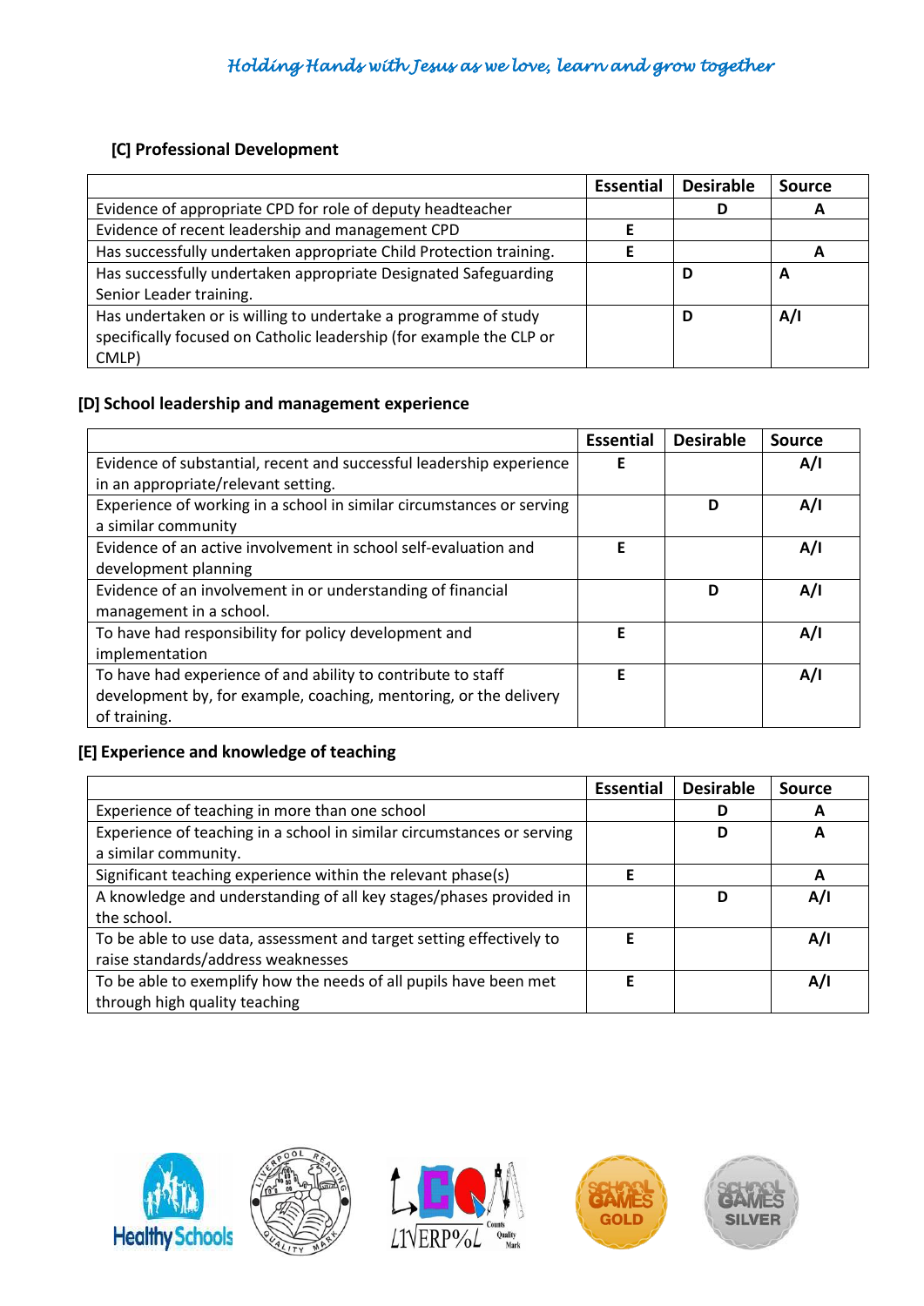### [C] Professional Development

| | Essential | Desirable | Source |
|---|---|---|---|
| Evidence of appropriate CPD for role of deputy headteacher | | D | A |
| Evidence of recent leadership and management CPD | E | | |
| Has successfully undertaken appropriate Child Protection training. | E | | A |
| Has successfully undertaken appropriate Designated Safeguarding Senior Leader training. | | D | A |
| Has undertaken or is willing to undertake a programme of study specifically focused on Catholic leadership (for example the CLP or CMLP) | | D | A/I |

### [D] School leadership and management experience

| | Essential | Desirable | Source |
|---|---|---|---|
| Evidence of substantial, recent and successful leadership experience in an appropriate/relevant setting. | E | | A/I |
| Experience of working in a school in similar circumstances or serving a similar community | | D | A/I |
| Evidence of an active involvement in school self-evaluation and development planning | E | | A/I |
| Evidence of an involvement in or understanding of financial management in a school. | | D | A/I |
| To have had responsibility for policy development and implementation | E | | A/I |
| To have had experience of and ability to contribute to staff development by, for example, coaching, mentoring, or the delivery of training. | E | | A/I |

### [E] Experience and knowledge of teaching

| | Essential | Desirable | Source |
|---|---|---|---|
| Experience of teaching in more than one school | | D | A |
| Experience of teaching in a school in similar circumstances or serving a similar community. | | D | A |
| Significant teaching experience within the relevant phase(s) | E | | A |
| A knowledge and understanding of all key stages/phases provided in the school. | | D | A/I |
| To be able to use data, assessment and target setting effectively to raise standards/address weaknesses | E | | A/I |
| To be able to exemplify how the needs of all pupils have been met through high quality teaching | E | | A/I |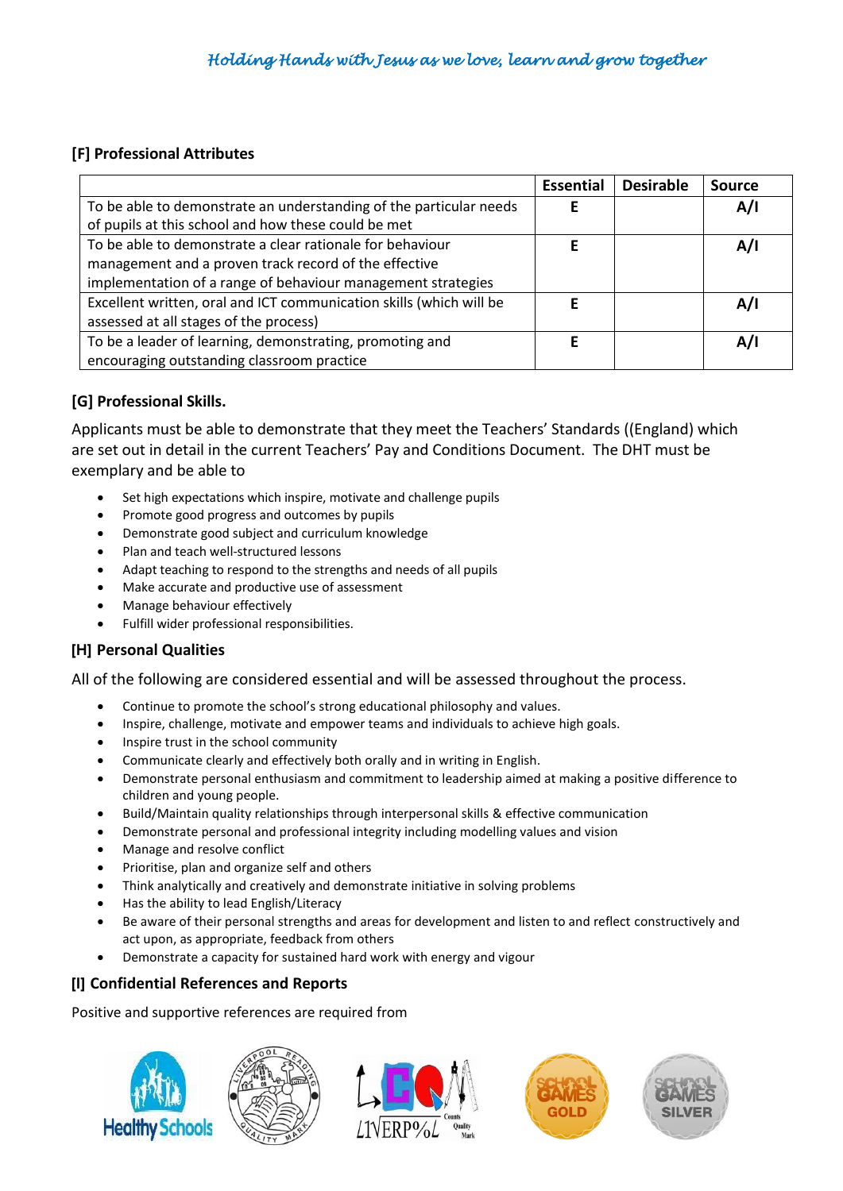### [F] Professional Attributes

| | Essential | Desirable | Source |
|---|---|---|---|
| To be able to demonstrate an understanding of the particular needs of pupils at this school and how these could be met | E | | A/I |
| To be able to demonstrate a clear rationale for behaviour management and a proven track record of the effective implementation of a range of behaviour management strategies | E | | A/I |
| Excellent written, oral and ICT communication skills (which will be assessed at all stages of the process) | E | | A/I |
| To be a leader of learning, demonstrating, promoting and encouraging outstanding classroom practice | E | | A/I |

### [G] Professional Skills.

Applicants must be able to demonstrate that they meet the Teachers' Standards ((England) which are set out in detail in the current Teachers' Pay and Conditions Document. The DHT must be exemplary and be able to

- Set high expectations which inspire, motivate and challenge pupils
- Promote good progress and outcomes by pupils
- Demonstrate good subject and curriculum knowledge
- Plan and teach well-structured lessons
- Adapt teaching to respond to the strengths and needs of all pupils
- Make accurate and productive use of assessment
- Manage behaviour effectively
- Fulfill wider professional responsibilities.

### [H] Personal Qualities

All of the following are considered essential and will be assessed throughout the process.

- Continue to promote the school's strong educational philosophy and values.
- Inspire, challenge, motivate and empower teams and individuals to achieve high goals.
- Inspire trust in the school community
- Communicate clearly and effectively both orally and in writing in English.
- Demonstrate personal enthusiasm and commitment to leadership aimed at making a positive difference to children and young people.
- Build/Maintain quality relationships through interpersonal skills & effective communication
- Demonstrate personal and professional integrity including modelling values and vision
- Manage and resolve conflict
- Prioritise, plan and organize self and others
- Think analytically and creatively and demonstrate initiative in solving problems
- Has the ability to lead English/Literacy
- Be aware of their personal strengths and areas for development and listen to and reflect constructively and act upon, as appropriate, feedback from others
- Demonstrate a capacity for sustained hard work with energy and vigour

### [I] Confidential References and Reports

Positive and supportive references are required from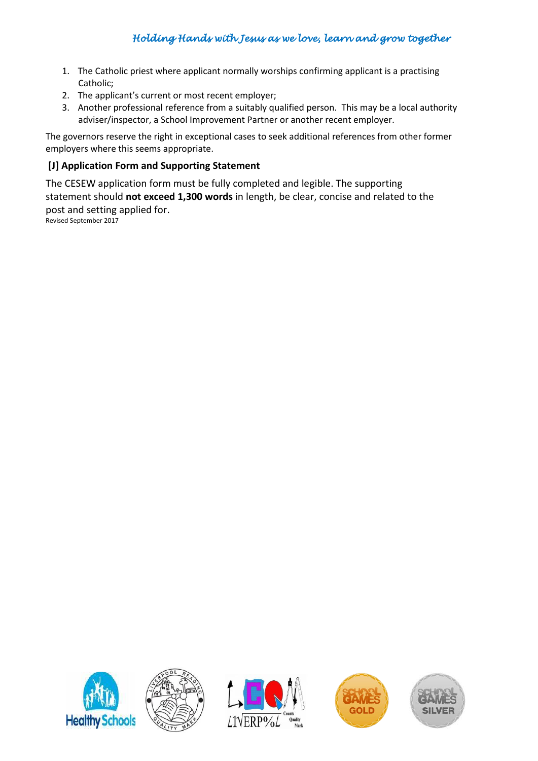1. The Catholic priest where applicant normally worships confirming applicant is a practising Catholic;
2. The applicant's current or most recent employer;
3. Another professional reference from a suitably qualified person. This may be a local authority adviser/inspector, a School Improvement Partner or another recent employer.

The governors reserve the right in exceptional cases to seek additional references from other former employers where this seems appropriate.

## [J] Application Form and Supporting Statement

The CESEW application form must be fully completed and legible. The supporting statement should **not exceed 1,300 words** in length, be clear, concise and related to the post and setting applied for.

Revised September 2017